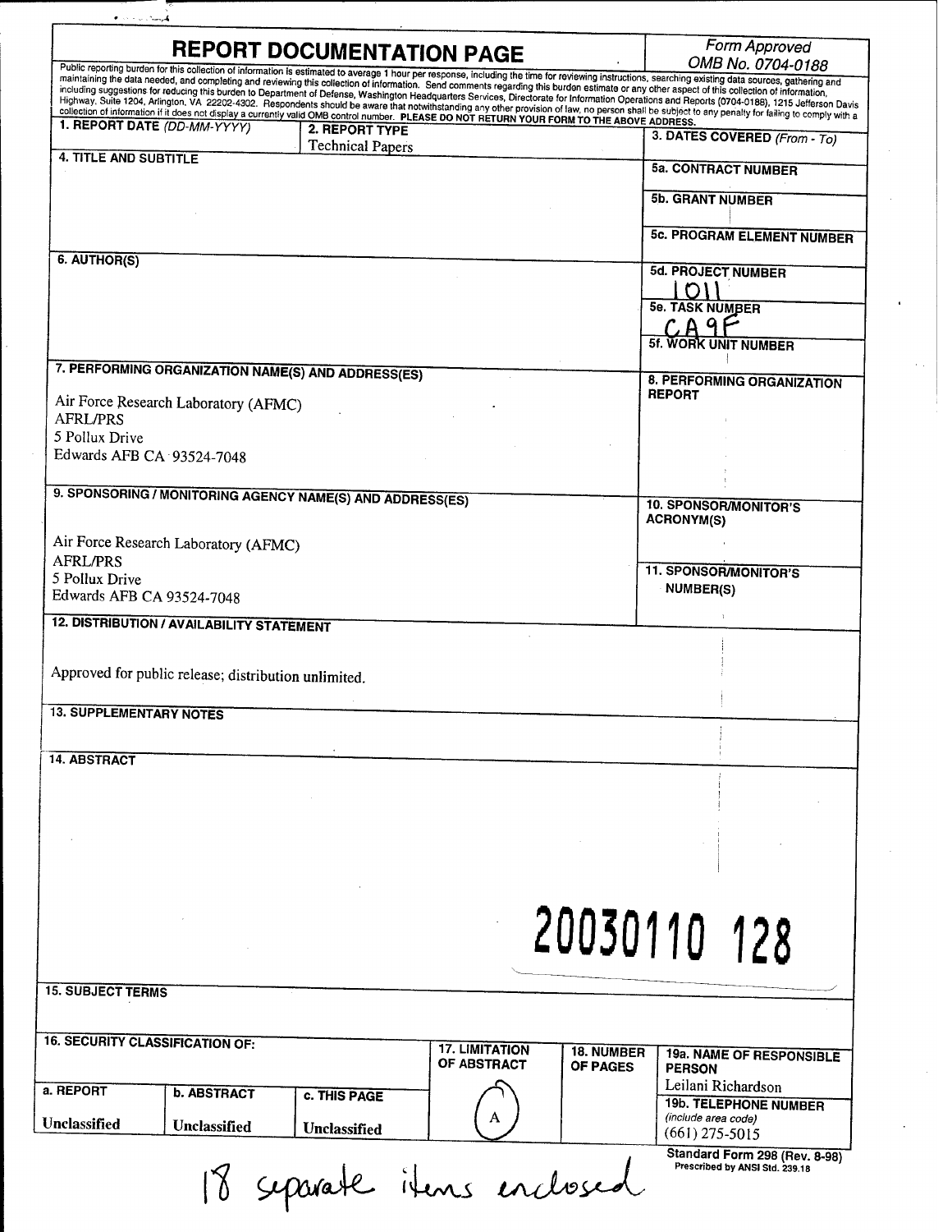# REPORT DOCUMENTATION PAGE

*Form Approved*
*OMB No. 0704-0188*

Public reporting burden for this collection of information is estimated to average 1 hour per response, including the time for reviewing instructions, searching existing data sources, gathering and maintaining the data needed, and completing and reviewing this collection of information. Send comments regarding this burden estimate or any other aspect of this collection of information, including suggestions for reducing this burden to Department of Defense, Washington Headquarters Services, Directorate for Information Operations and Reports (0704-0188), 1215 Jefferson Davis Highway, Suite 1204, Arlington, VA 22202-4302. Respondents should be aware that notwithstanding any other provision of law, no person shall be subject to any penalty for failing to comply with a collection of information if it does not display a currently valid OMB control number. **PLEASE DO NOT RETURN YOUR FORM TO THE ABOVE ADDRESS.**

| Field | Value |
|---|---|
| **1. REPORT DATE** *(DD-MM-YYYY)* | |
| **2. REPORT TYPE** | Technical Papers |
| **3. DATES COVERED** *(From - To)* | |
| **4. TITLE AND SUBTITLE** | |
| **5a. CONTRACT NUMBER** | |
| **5b. GRANT NUMBER** | |
| **5c. PROGRAM ELEMENT NUMBER** | |
| **6. AUTHOR(S)** | |
| **5d. PROJECT NUMBER** | 1011 |
| **5e. TASK NUMBER** | CA9F |
| **5f. WORK UNIT NUMBER** | |

**7. PERFORMING ORGANIZATION NAME(S) AND ADDRESS(ES)**

Air Force Research Laboratory (AFMC)
AFRL/PRS
5 Pollux Drive
Edwards AFB CA 93524-7048

**8. PERFORMING ORGANIZATION REPORT**

**9. SPONSORING / MONITORING AGENCY NAME(S) AND ADDRESS(ES)**

Air Force Research Laboratory (AFMC)
AFRL/PRS
5 Pollux Drive
Edwards AFB CA 93524-7048

**10. SPONSOR/MONITOR'S ACRONYM(S)**

**11. SPONSOR/MONITOR'S NUMBER(S)**

**12. DISTRIBUTION / AVAILABILITY STATEMENT**

Approved for public release; distribution unlimited.

**13. SUPPLEMENTARY NOTES**

**14. ABSTRACT**

20030110 128

**15. SUBJECT TERMS**

| 16. SECURITY CLASSIFICATION OF: | | | 17. LIMITATION OF ABSTRACT | 18. NUMBER OF PAGES | 19a. NAME OF RESPONSIBLE PERSON |
|---|---|---|---|---|---|
| a. REPORT | b. ABSTRACT | c. THIS PAGE | | | Leilani Richardson |
| Unclassified | Unclassified | Unclassified | A | | 19b. TELEPHONE NUMBER *(include area code)* (661) 275-5015 |

**Standard Form 298 (Rev. 8-98)**
Prescribed by ANSI Std. 239.18

18 separate items enclosed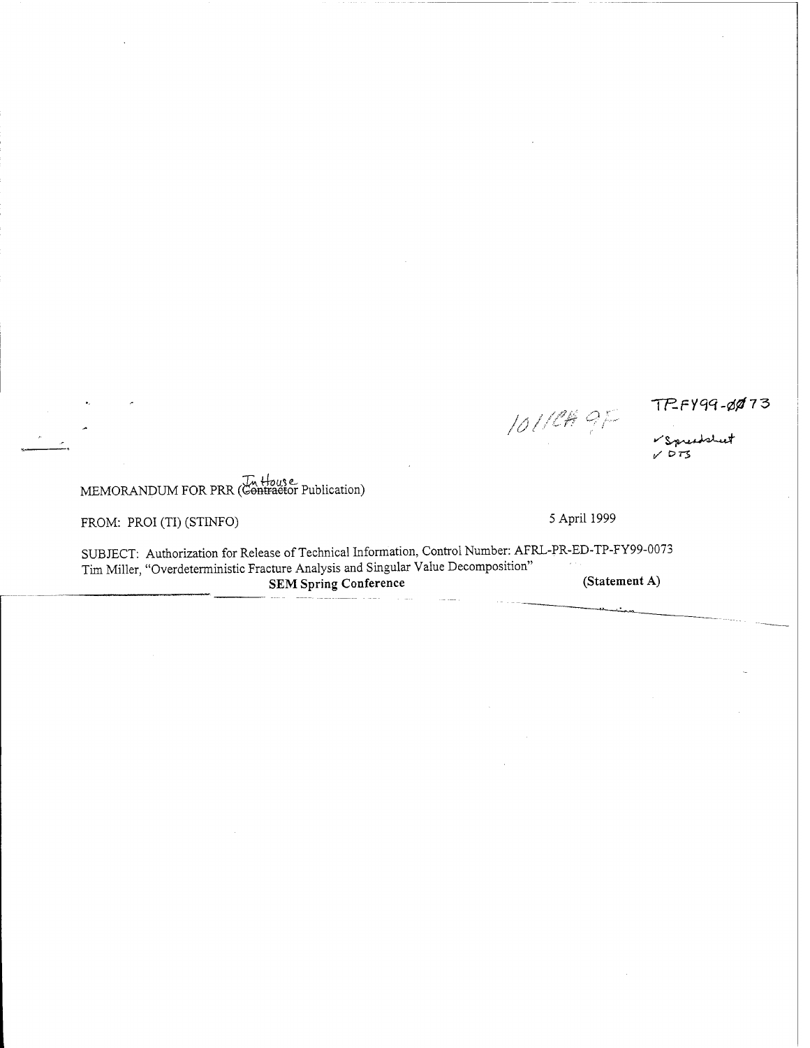1011CA 9F TP-FY99-0073

✓Spreadsheet
✓DTS

MEMORANDUM FOR PRR (In House Publication)

FROM: PROI (TI) (STINFO) 5 April 1999

SUBJECT: Authorization for Release of Technical Information, Control Number: AFRL-PR-ED-TP-FY99-0073
Tim Miller, "Overdeterministic Fracture Analysis and Singular Value Decomposition"
**SEM Spring Conference** **(Statement A)**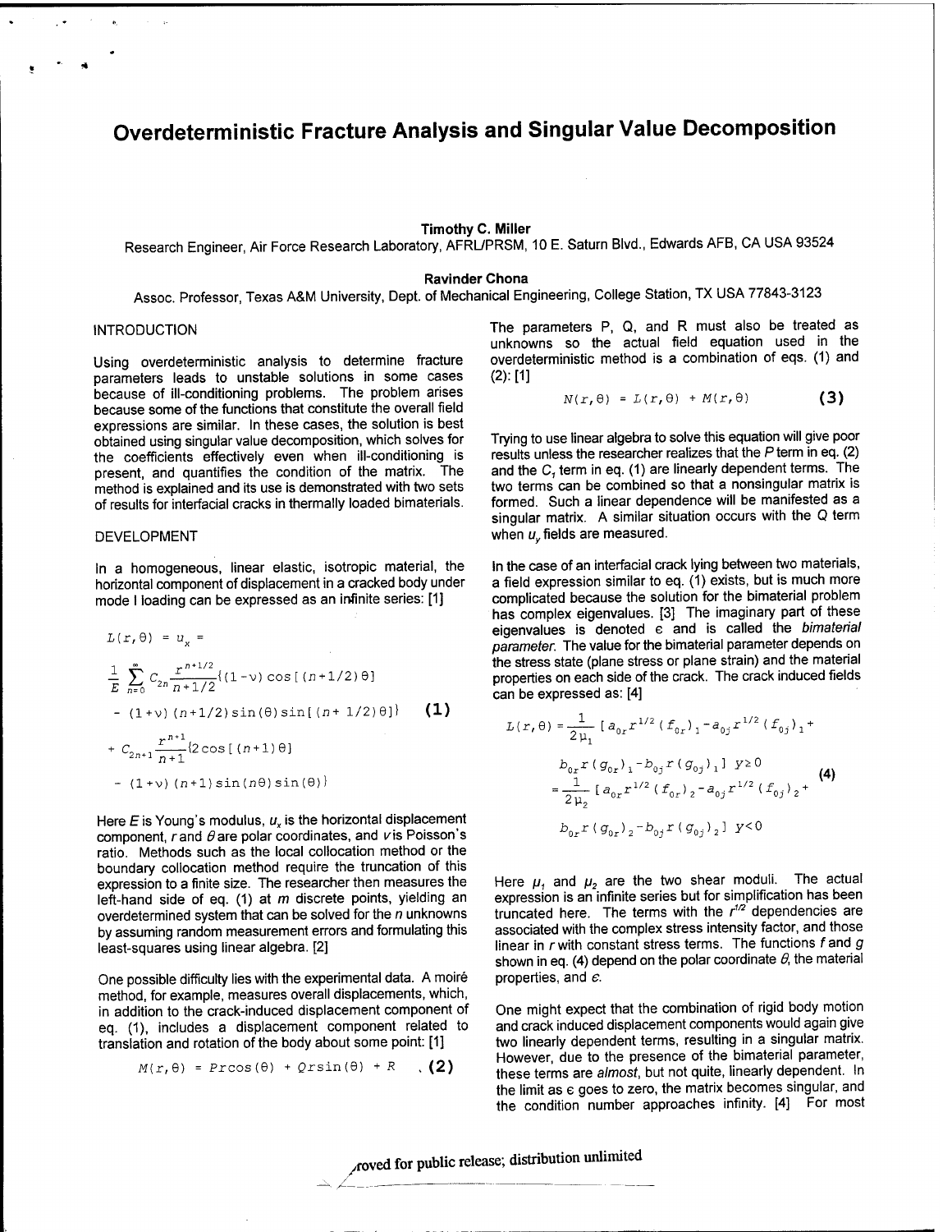# Overdeterministic Fracture Analysis and Singular Value Decomposition

**Timothy C. Miller**
Research Engineer, Air Force Research Laboratory, AFRL/PRSM, 10 E. Saturn Blvd., Edwards AFB, CA USA 93524

**Ravinder Chona**
Assoc. Professor, Texas A&M University, Dept. of Mechanical Engineering, College Station, TX USA 77843-3123

## INTRODUCTION

Using overdeterministic analysis to determine fracture parameters leads to unstable solutions in some cases because of ill-conditioning problems. The problem arises because some of the functions that constitute the overall field expressions are similar. In these cases, the solution is best obtained using singular value decomposition, which solves for the coefficients effectively even when ill-conditioning is present, and quantifies the condition of the matrix. The method is explained and its use is demonstrated with two sets of results for interfacial cracks in thermally loaded bimaterials.

## DEVELOPMENT

In a homogeneous, linear elastic, isotropic material, the horizontal component of displacement in a cracked body under mode I loading can be expressed as an infinite series: [1]

$$
\begin{aligned}
L(r,\theta) = u_x = \\
\frac{1}{E}\sum_{n=0}^{\infty} C_{2n}\frac{r^{n+1/2}}{n+1/2}\{(1-\nu)\cos[(n+1/2)\theta] \\
-(1+\nu)(n+1/2)\sin(\theta)\sin[(n+1/2)\theta]\} \\
+C_{2n+1}\frac{r^{n+1}}{n+1}\{2\cos[(n+1)\theta] \\
-(1+\nu)(n+1)\sin(n\theta)\sin(\theta)\}
\end{aligned}
\qquad (1)
$$

Here $E$ is Young's modulus, $u_x$ is the horizontal displacement component, $r$ and $\theta$ are polar coordinates, and $\nu$ is Poisson's ratio. Methods such as the local collocation method or the boundary collocation method require the truncation of this expression to a finite size. The researcher then measures the left-hand side of eq. (1) at $m$ discrete points, yielding an overdetermined system that can be solved for the $n$ unknowns by assuming random measurement errors and formulating this least-squares using linear algebra. [2]

One possible difficulty lies with the experimental data. A moiré method, for example, measures overall displacements, which, in addition to the crack-induced displacement component of eq. (1), includes a displacement component related to translation and rotation of the body about some point: [1]

$$
M(r,\theta) = Pr\cos(\theta) + Qr\sin(\theta) + R \qquad (2)
$$

The parameters P, Q, and R must also be treated as unknowns so the actual field equation used in the overdeterministic method is a combination of eqs. (1) and (2): [1]

$$
N(r,\theta) = L(r,\theta) + M(r,\theta) \qquad (3)
$$

Trying to use linear algebra to solve this equation will give poor results unless the researcher realizes that the $P$ term in eq. (2) and the $C_1$ term in eq. (1) are linearly dependent terms. The two terms can be combined so that a nonsingular matrix is formed. Such a linear dependence will be manifested as a singular matrix. A similar situation occurs with the Q term when $u_y$ fields are measured.

In the case of an interfacial crack lying between two materials, a field expression similar to eq. (1) exists, but is much more complicated because the solution for the bimaterial problem has complex eigenvalues. [3] The imaginary part of these eigenvalues is denoted $\epsilon$ and is called the *bimaterial parameter.* The value for the bimaterial parameter depends on the stress state (plane stress or plane strain) and the material properties on each side of the crack. The crack induced fields can be expressed as: [4]

$$
\begin{aligned}
L(r,\theta) &= \frac{1}{2\mu_1}[a_{0r}r^{1/2}(f_{0r})_1 - a_{0j}r^{1/2}(f_{0j})_1 + \\
&\quad b_{0r}r(g_{0r})_1 - b_{0j}r(g_{0j})_1] \quad y\geq 0 \\
&= \frac{1}{2\mu_2}[a_{0r}r^{1/2}(f_{0r})_2 - a_{0j}r^{1/2}(f_{0j})_2 + \\
&\quad b_{0r}r(g_{0r})_2 - b_{0j}r(g_{0j})_2] \quad y<0
\end{aligned}
\qquad (4)
$$

Here $\mu_1$ and $\mu_2$ are the two shear moduli. The actual expression is an infinite series but for simplification has been truncated here. The terms with the $r^{1/2}$ dependencies are associated with the complex stress intensity factor, and those linear in $r$ with constant stress terms. The functions $f$ and $g$ shown in eq. (4) depend on the polar coordinate $\theta$, the material properties, and $\epsilon$.

One might expect that the combination of rigid body motion and crack induced displacement components would again give two linearly dependent terms, resulting in a singular matrix. However, due to the presence of the bimaterial parameter, these terms are *almost*, but not quite, linearly dependent. In the limit as $\epsilon$ goes to zero, the matrix becomes singular, and the condition number approaches infinity. [4] For most

...roved for public release; distribution unlimited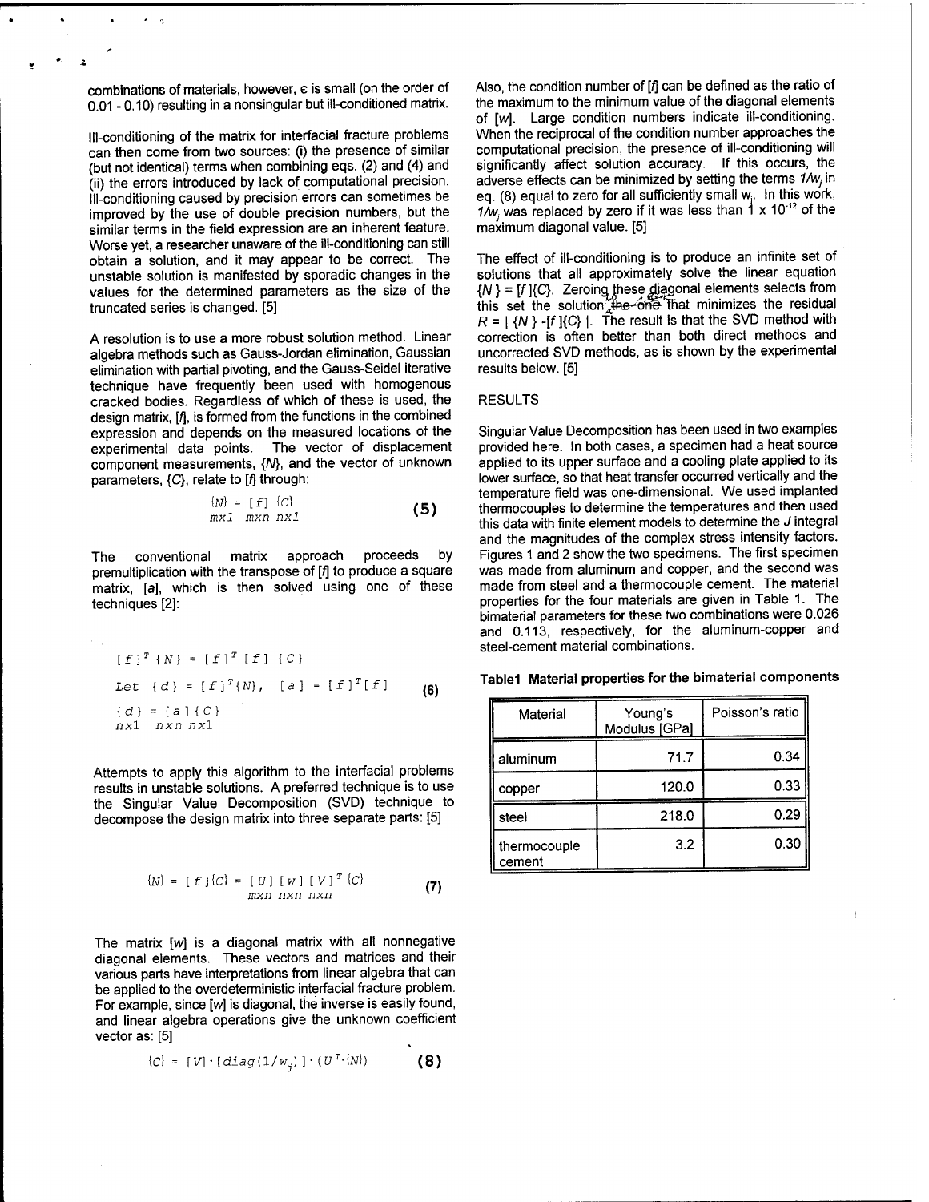combinations of materials, however, $\epsilon$ is small (on the order of 0.01 - 0.10) resulting in a nonsingular but ill-conditioned matrix.

Ill-conditioning of the matrix for interfacial fracture problems can then come from two sources: (i) the presence of similar (but not identical) terms when combining eqs. (2) and (4) and (ii) the errors introduced by lack of computational precision. Ill-conditioning caused by precision errors can sometimes be improved by the use of double precision numbers, but the similar terms in the field expression are an inherent feature. Worse yet, a researcher unaware of the ill-conditioning can still obtain a solution, and it may appear to be correct. The unstable solution is manifested by sporadic changes in the values for the determined parameters as the size of the truncated series is changed. [5]

A resolution is to use a more robust solution method. Linear algebra methods such as Gauss-Jordan elimination, Gaussian elimination with partial pivoting, and the Gauss-Seidel iterative technique have frequently been used with homogenous cracked bodies. Regardless of which of these is used, the design matrix, $[f]$, is formed from the functions in the combined expression and depends on the measured locations of the experimental data points. The vector of displacement component measurements, $\{N\}$, and the vector of unknown parameters, $\{C\}$, relate to $[f]$ through:

$$\underset{mx1}{\{N\}} = \underset{mxn}{[f]} \; \underset{nx1}{\{C\}} \tag{5}$$

The conventional matrix approach proceeds by premultiplication with the transpose of $[f]$ to produce a square matrix, $[a]$, which is then solved using one of these techniques [2]:

$$\begin{aligned} &[f]^T\{N\} = [f]^T[f]\{C\} \\ &\text{Let } \{d\} = [f]^T\{N\}, \quad [a] = [f]^T[f] \\ &\underset{nx1}{\{d\}} = \underset{nxn}{[a]}\,\underset{nx1}{\{C\}} \end{aligned} \tag{6}$$

Attempts to apply this algorithm to the interfacial problems results in unstable solutions. A preferred technique is to use the Singular Value Decomposition (SVD) technique to decompose the design matrix into three separate parts: [5]

$$\{N\} = [f]\{C\} = \underset{mxn}{[U]}\,\underset{nxn}{[w]}\,\underset{nxn}{[V]^T}\{C\} \tag{7}$$

The matrix $[w]$ is a diagonal matrix with all nonnegative diagonal elements. These vectors and matrices and their various parts have interpretations from linear algebra that can be applied to the overdeterministic interfacial fracture problem. For example, since $[w]$ is diagonal, the inverse is easily found, and linear algebra operations give the unknown coefficient vector as: [5]

$$\{C\} = [V]\cdot[diag(1/w_j)]\cdot(U^T\cdot\{N\}) \tag{8}$$

Also, the condition number of $[f]$ can be defined as the ratio of the maximum to the minimum value of the diagonal elements of $[w]$. Large condition numbers indicate ill-conditioning. When the reciprocal of the condition number approaches the computational precision, the presence of ill-conditioning will significantly affect solution accuracy. If this occurs, the adverse effects can be minimized by setting the terms $1/w_j$ in eq. (8) equal to zero for all sufficiently small $w_j$. In this work, $1/w_j$ was replaced by zero if it was less than $1 \times 10^{-12}$ of the maximum diagonal value. [5]

The effect of ill-conditioning is to produce an infinite set of solutions that all approximately solve the linear equation $\{N\} = [f]\{C\}$. Zeroing these diagonal elements selects from this set the solution that minimizes the residual $R = |\{N\} - [f]\{C\}|$. The result is that the SVD method with correction is often better than both direct methods and uncorrected SVD methods, as is shown by the experimental results below. [5]

## RESULTS

Singular Value Decomposition has been used in two examples provided here. In both cases, a specimen had a heat source applied to its upper surface and a cooling plate applied to its lower surface, so that heat transfer occurred vertically and the temperature field was one-dimensional. We used implanted thermocouples to determine the temperatures and then used this data with finite element models to determine the $J$ integral and the magnitudes of the complex stress intensity factors. Figures 1 and 2 show the two specimens. The first specimen was made from aluminum and copper, and the second was made from steel and a thermocouple cement. The material properties for the four materials are given in Table 1. The bimaterial parameters for these two combinations were 0.026 and 0.113, respectively, for the aluminum-copper and steel-cement material combinations.

**Table1 Material properties for the bimaterial components**

| Material | Young's Modulus [GPa] | Poisson's ratio |
|---|---|---|
| aluminum | 71.7 | 0.34 |
| copper | 120.0 | 0.33 |
| steel | 218.0 | 0.29 |
| thermocouple cement | 3.2 | 0.30 |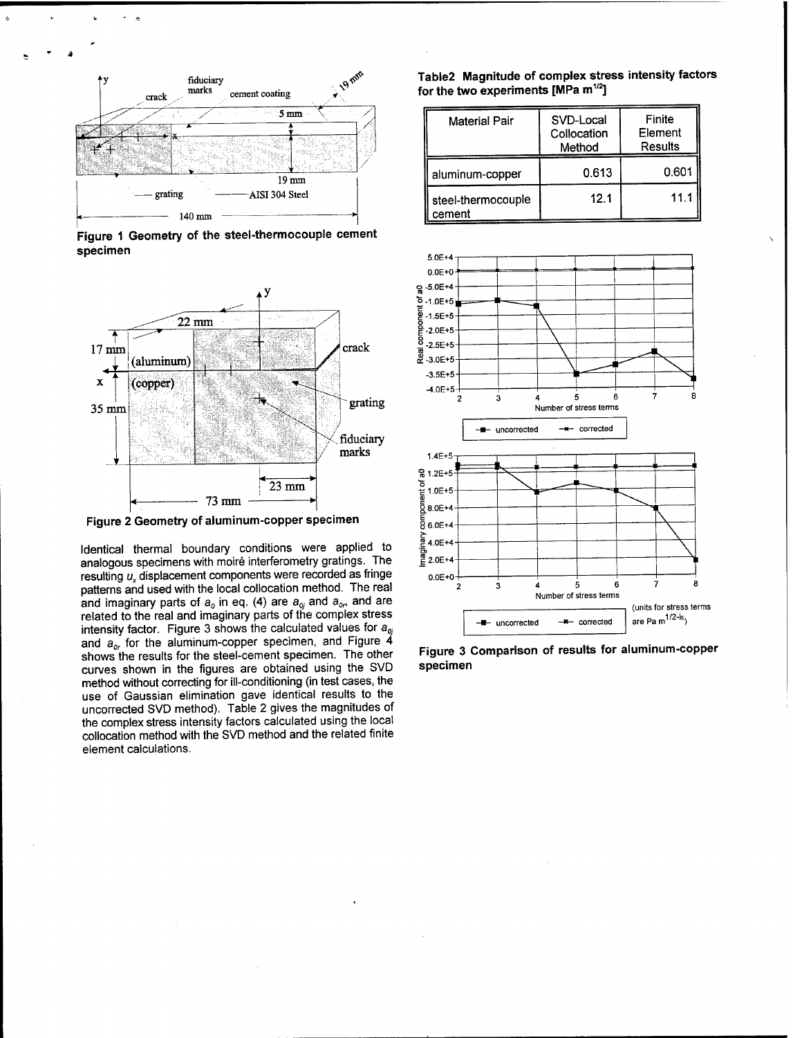Figure 1 Geometry of the steel-thermocouple cement specimen

Figure 2 Geometry of aluminum-copper specimen

Identical thermal boundary conditions were applied to analogous specimens with moiré interferometry gratings. The resulting $u_x$ displacement components were recorded as fringe patterns and used with the local collocation method. The real and imaginary parts of $a_0$ in eq. (4) are $a_{0j}$ and $a_{0r}$, and are related to the real and imaginary parts of the complex stress intensity factor. Figure 3 shows the calculated values for $a_{0j}$ and $a_{0r}$ for the aluminum-copper specimen, and Figure 4 shows the results for the steel-cement specimen. The other curves shown in the figures are obtained using the SVD method without correcting for ill-conditioning (in test cases, the use of Gaussian elimination gave identical results to the uncorrected SVD method). Table 2 gives the magnitudes of the complex stress intensity factors calculated using the local collocation method with the SVD method and the related finite element calculations.

**Table2 Magnitude of complex stress intensity factors for the two experiments [MPa m$^{1/2}$]**

| Material Pair | SVD-Local Collocation Method | Finite Element Results |
|---|---|---|
| aluminum-copper | 0.613 | 0.601 |
| steel-thermocouple cement | 12.1 | 11.1 |

(units for stress terms are Pa m$^{1/2-i\varepsilon}$)

Figure 3 Comparison of results for aluminum-copper specimen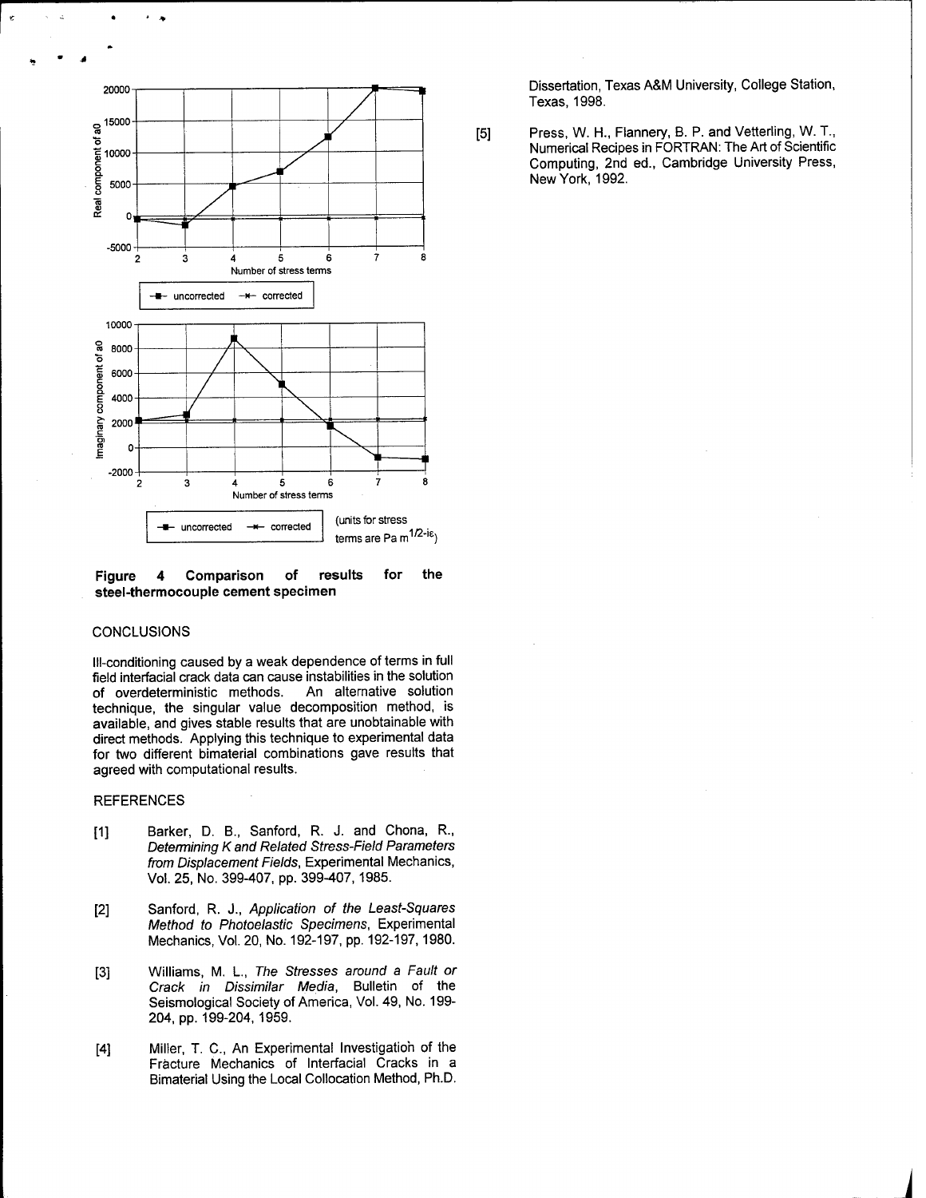20000
15000
10000
5000
0
-5000

Real component of a0

2 3 4 5 6 7 8

Number of stress terms

uncorrected corrected

10000
8000
6000
4000
2000
0
-2000

Imaginary component of a0

2 3 4 5 6 7 8

Number of stress terms

uncorrected corrected

(units for stress terms are Pa $m^{1/2-i\varepsilon}$)

**Figure 4 Comparison of results for the steel-thermocouple cement specimen**

## CONCLUSIONS

Ill-conditioning caused by a weak dependence of terms in full field interfacial crack data can cause instabilities in the solution of overdeterministic methods. An alternative solution technique, the singular value decomposition method, is available, and gives stable results that are unobtainable with direct methods. Applying this technique to experimental data for two different bimaterial combinations gave results that agreed with computational results.

## REFERENCES

[1] Barker, D. B., Sanford, R. J. and Chona, R., *Determining K and Related Stress-Field Parameters from Displacement Fields*, Experimental Mechanics, Vol. 25, No. 399-407, pp. 399-407, 1985.

[2] Sanford, R. J., *Application of the Least-Squares Method to Photoelastic Specimens*, Experimental Mechanics, Vol. 20, No. 192-197, pp. 192-197, 1980.

[3] Williams, M. L., *The Stresses around a Fault or Crack in Dissimilar Media*, Bulletin of the Seismological Society of America, Vol. 49, No. 199-204, pp. 199-204, 1959.

[4] Miller, T. C., An Experimental Investigation of the Fracture Mechanics of Interfacial Cracks in a Bimaterial Using the Local Collocation Method, Ph.D. Dissertation, Texas A&M University, College Station, Texas, 1998.

[5] Press, W. H., Flannery, B. P. and Vetterling, W. T., Numerical Recipes in FORTRAN: The Art of Scientific Computing, 2nd ed., Cambridge University Press, New York, 1992.